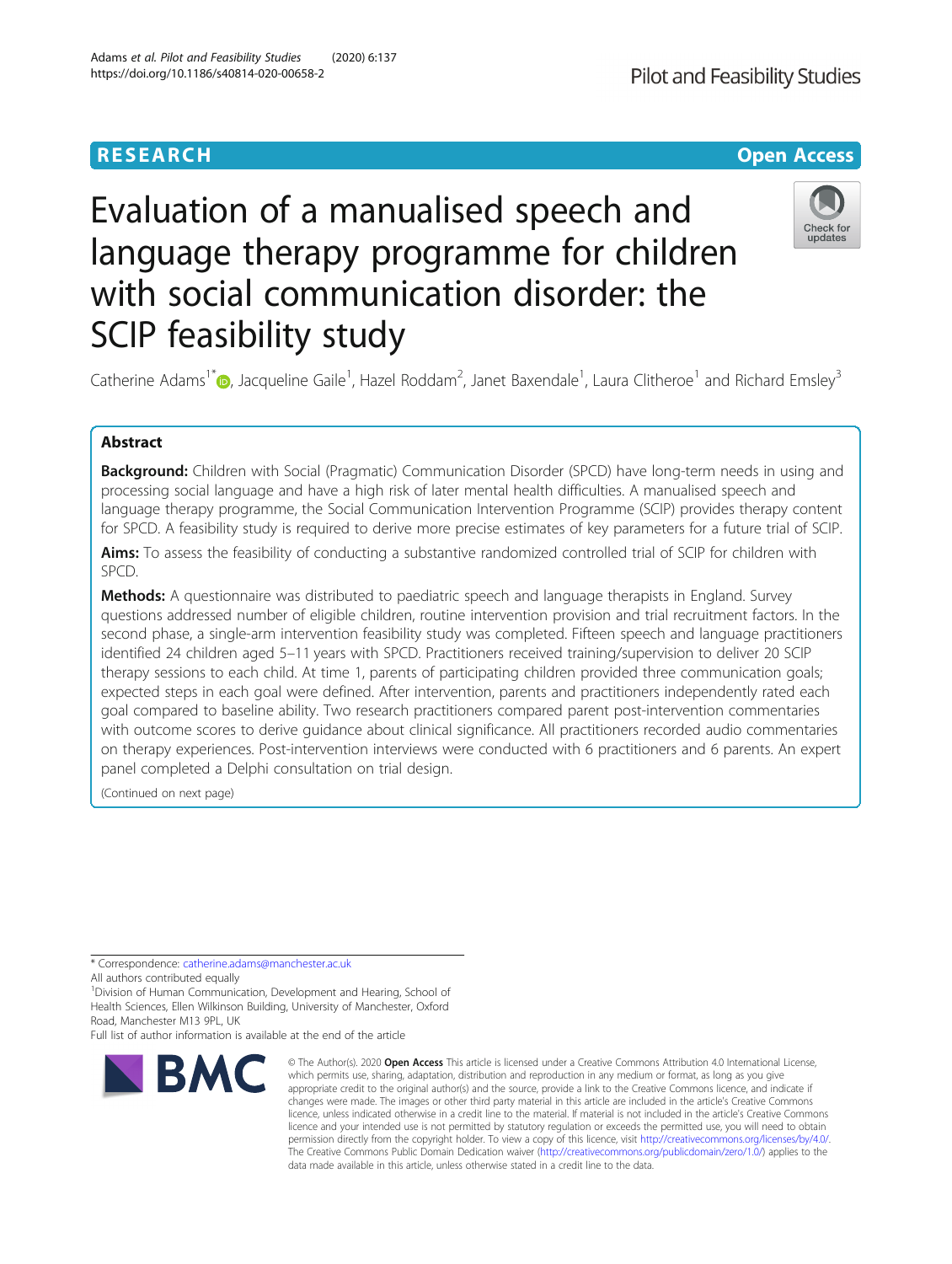RESEARCH

Open Access

# Evaluation of a manualised speech and language therapy programme for children with social communication disorder: the SCIP feasibility study

Catherine Adams[1*], Jacqueline Gaile[1], Hazel Roddam[2], Janet Baxendale[1], Laura Clitheroe[1] and Richard Emsley[3]

## Abstract

**Background:** Children with Social (Pragmatic) Communication Disorder (SPCD) have long-term needs in using and processing social language and have a high risk of later mental health difficulties. A manualised speech and language therapy programme, the Social Communication Intervention Programme (SCIP) provides therapy content for SPCD. A feasibility study is required to derive more precise estimates of key parameters for a future trial of SCIP.

**Aims:** To assess the feasibility of conducting a substantive randomized controlled trial of SCIP for children with SPCD.

**Methods:** A questionnaire was distributed to paediatric speech and language therapists in England. Survey questions addressed number of eligible children, routine intervention provision and trial recruitment factors. In the second phase, a single-arm intervention feasibility study was completed. Fifteen speech and language practitioners identified 24 children aged 5–11 years with SPCD. Practitioners received training/supervision to deliver 20 SCIP therapy sessions to each child. At time 1, parents of participating children provided three communication goals; expected steps in each goal were defined. After intervention, parents and practitioners independently rated each goal compared to baseline ability. Two research practitioners compared parent post-intervention commentaries with outcome scores to derive guidance about clinical significance. All practitioners recorded audio commentaries on therapy experiences. Post-intervention interviews were conducted with 6 practitioners and 6 parents. An expert panel completed a Delphi consultation on trial design.

(Continued on next page)

* Correspondence: catherine.adams@manchester.ac.uk

All authors contributed equally

[1]Division of Human Communication, Development and Hearing, School of Health Sciences, Ellen Wilkinson Building, University of Manchester, Oxford Road, Manchester M13 9PL, UK

Full list of author information is available at the end of the article

© The Author(s). 2020 **Open Access** This article is licensed under a Creative Commons Attribution 4.0 International License, which permits use, sharing, adaptation, distribution and reproduction in any medium or format, as long as you give appropriate credit to the original author(s) and the source, provide a link to the Creative Commons licence, and indicate if changes were made. The images or other third party material in this article are included in the article's Creative Commons licence, unless indicated otherwise in a credit line to the material. If material is not included in the article's Creative Commons licence and your intended use is not permitted by statutory regulation or exceeds the permitted use, you will need to obtain permission directly from the copyright holder. To view a copy of this licence, visit http://creativecommons.org/licenses/by/4.0/. The Creative Commons Public Domain Dedication waiver (http://creativecommons.org/publicdomain/zero/1.0/) applies to the data made available in this article, unless otherwise stated in a credit line to the data.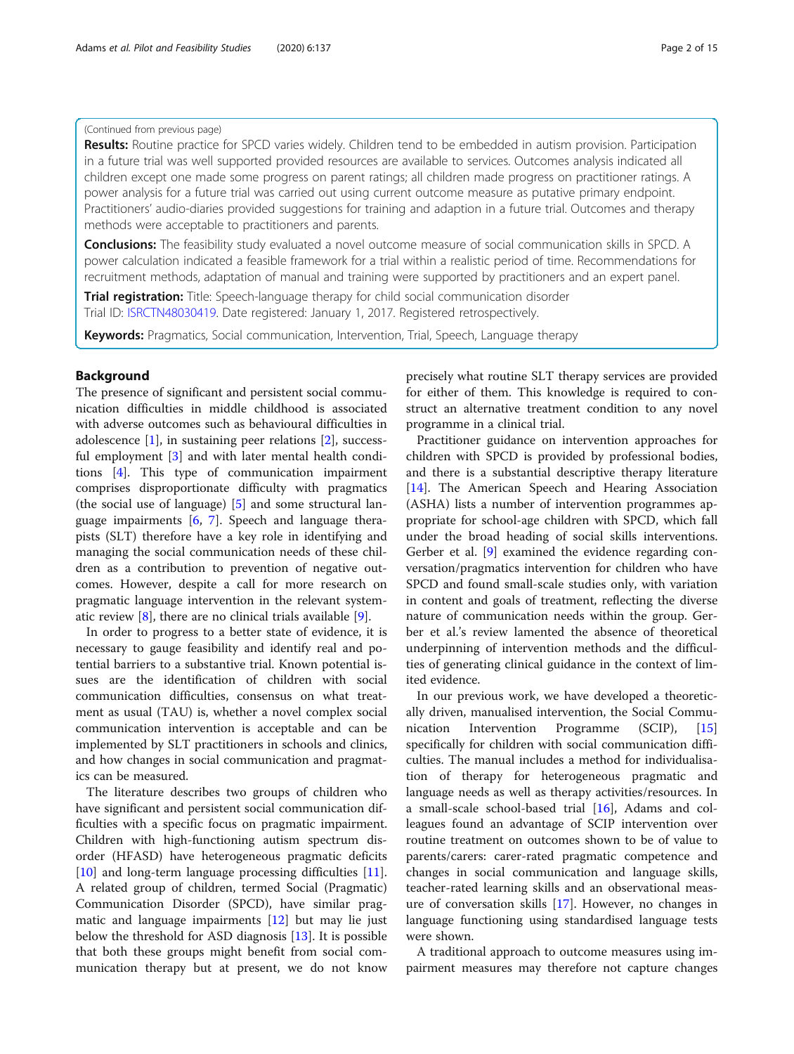(Continued from previous page)

**Results:** Routine practice for SPCD varies widely. Children tend to be embedded in autism provision. Participation in a future trial was well supported provided resources are available to services. Outcomes analysis indicated all children except one made some progress on parent ratings; all children made progress on practitioner ratings. A power analysis for a future trial was carried out using current outcome measure as putative primary endpoint. Practitioners' audio-diaries provided suggestions for training and adaption in a future trial. Outcomes and therapy methods were acceptable to practitioners and parents.

**Conclusions:** The feasibility study evaluated a novel outcome measure of social communication skills in SPCD. A power calculation indicated a feasible framework for a trial within a realistic period of time. Recommendations for recruitment methods, adaptation of manual and training were supported by practitioners and an expert panel.

**Trial registration:** Title: Speech-language therapy for child social communication disorder
Trial ID: ISRCTN48030419. Date registered: January 1, 2017. Registered retrospectively.

**Keywords:** Pragmatics, Social communication, Intervention, Trial, Speech, Language therapy

## Background

The presence of significant and persistent social communication difficulties in middle childhood is associated with adverse outcomes such as behavioural difficulties in adolescence [1], in sustaining peer relations [2], successful employment [3] and with later mental health conditions [4]. This type of communication impairment comprises disproportionate difficulty with pragmatics (the social use of language) [5] and some structural language impairments [6, 7]. Speech and language therapists (SLT) therefore have a key role in identifying and managing the social communication needs of these children as a contribution to prevention of negative outcomes. However, despite a call for more research on pragmatic language intervention in the relevant systematic review [8], there are no clinical trials available [9].

In order to progress to a better state of evidence, it is necessary to gauge feasibility and identify real and potential barriers to a substantive trial. Known potential issues are the identification of children with social communication difficulties, consensus on what treatment as usual (TAU) is, whether a novel complex social communication intervention is acceptable and can be implemented by SLT practitioners in schools and clinics, and how changes in social communication and pragmatics can be measured.

The literature describes two groups of children who have significant and persistent social communication difficulties with a specific focus on pragmatic impairment. Children with high-functioning autism spectrum disorder (HFASD) have heterogeneous pragmatic deficits [10] and long-term language processing difficulties [11]. A related group of children, termed Social (Pragmatic) Communication Disorder (SPCD), have similar pragmatic and language impairments [12] but may lie just below the threshold for ASD diagnosis [13]. It is possible that both these groups might benefit from social communication therapy but at present, we do not know precisely what routine SLT therapy services are provided for either of them. This knowledge is required to construct an alternative treatment condition to any novel programme in a clinical trial.

Practitioner guidance on intervention approaches for children with SPCD is provided by professional bodies, and there is a substantial descriptive therapy literature [14]. The American Speech and Hearing Association (ASHA) lists a number of intervention programmes appropriate for school-age children with SPCD, which fall under the broad heading of social skills interventions. Gerber et al. [9] examined the evidence regarding conversation/pragmatics intervention for children who have SPCD and found small-scale studies only, with variation in content and goals of treatment, reflecting the diverse nature of communication needs within the group. Gerber et al.'s review lamented the absence of theoretical underpinning of intervention methods and the difficulties of generating clinical guidance in the context of limited evidence.

In our previous work, we have developed a theoretically driven, manualised intervention, the Social Communication Intervention Programme (SCIP), [15] specifically for children with social communication difficulties. The manual includes a method for individualisation of therapy for heterogeneous pragmatic and language needs as well as therapy activities/resources. In a small-scale school-based trial [16], Adams and colleagues found an advantage of SCIP intervention over routine treatment on outcomes shown to be of value to parents/carers: carer-rated pragmatic competence and changes in social communication and language skills, teacher-rated learning skills and an observational measure of conversation skills [17]. However, no changes in language functioning using standardised language tests were shown.

A traditional approach to outcome measures using impairment measures may therefore not capture changes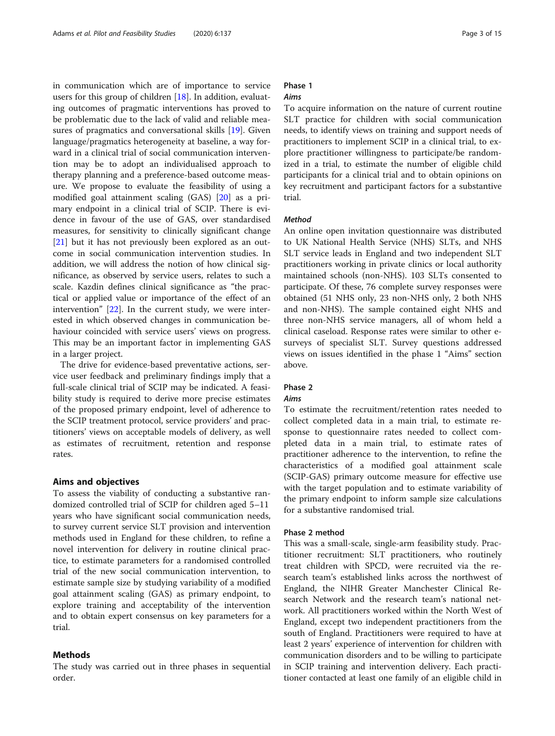in communication which are of importance to service users for this group of children [18]. In addition, evaluating outcomes of pragmatic interventions has proved to be problematic due to the lack of valid and reliable measures of pragmatics and conversational skills [19]. Given language/pragmatics heterogeneity at baseline, a way forward in a clinical trial of social communication intervention may be to adopt an individualised approach to therapy planning and a preference-based outcome measure. We propose to evaluate the feasibility of using a modified goal attainment scaling (GAS) [20] as a primary endpoint in a clinical trial of SCIP. There is evidence in favour of the use of GAS, over standardised measures, for sensitivity to clinically significant change [21] but it has not previously been explored as an outcome in social communication intervention studies. In addition, we will address the notion of how clinical significance, as observed by service users, relates to such a scale. Kazdin defines clinical significance as "the practical or applied value or importance of the effect of an intervention" [22]. In the current study, we were interested in which observed changes in communication behaviour coincided with service users' views on progress. This may be an important factor in implementing GAS in a larger project.

The drive for evidence-based preventative actions, service user feedback and preliminary findings imply that a full-scale clinical trial of SCIP may be indicated. A feasibility study is required to derive more precise estimates of the proposed primary endpoint, level of adherence to the SCIP treatment protocol, service providers' and practitioners' views on acceptable models of delivery, as well as estimates of recruitment, retention and response rates.

## Aims and objectives

To assess the viability of conducting a substantive randomized controlled trial of SCIP for children aged 5–11 years who have significant social communication needs, to survey current service SLT provision and intervention methods used in England for these children, to refine a novel intervention for delivery in routine clinical practice, to estimate parameters for a randomised controlled trial of the new social communication intervention, to estimate sample size by studying variability of a modified goal attainment scaling (GAS) as primary endpoint, to explore training and acceptability of the intervention and to obtain expert consensus on key parameters for a trial.

## Methods

The study was carried out in three phases in sequential order.

### Phase 1

#### *Aims*

To acquire information on the nature of current routine SLT practice for children with social communication needs, to identify views on training and support needs of practitioners to implement SCIP in a clinical trial, to explore practitioner willingness to participate/be randomized in a trial, to estimate the number of eligible child participants for a clinical trial and to obtain opinions on key recruitment and participant factors for a substantive trial.

#### *Method*

An online open invitation questionnaire was distributed to UK National Health Service (NHS) SLTs, and NHS SLT service leads in England and two independent SLT practitioners working in private clinics or local authority maintained schools (non-NHS). 103 SLTs consented to participate. Of these, 76 complete survey responses were obtained (51 NHS only, 23 non-NHS only, 2 both NHS and non-NHS). The sample contained eight NHS and three non-NHS service managers, all of whom held a clinical caseload. Response rates were similar to other e-surveys of specialist SLT. Survey questions addressed views on issues identified in the phase 1 "Aims" section above.

### Phase 2

#### *Aims*

To estimate the recruitment/retention rates needed to collect completed data in a main trial, to estimate response to questionnaire rates needed to collect completed data in a main trial, to estimate rates of practitioner adherence to the intervention, to refine the characteristics of a modified goal attainment scale (SCIP-GAS) primary outcome measure for effective use with the target population and to estimate variability of the primary endpoint to inform sample size calculations for a substantive randomised trial.

#### Phase 2 method

This was a small-scale, single-arm feasibility study. Practitioner recruitment: SLT practitioners, who routinely treat children with SPCD, were recruited via the research team's established links across the northwest of England, the NIHR Greater Manchester Clinical Research Network and the research team's national network. All practitioners worked within the North West of England, except two independent practitioners from the south of England. Practitioners were required to have at least 2 years' experience of intervention for children with communication disorders and to be willing to participate in SCIP training and intervention delivery. Each practitioner contacted at least one family of an eligible child in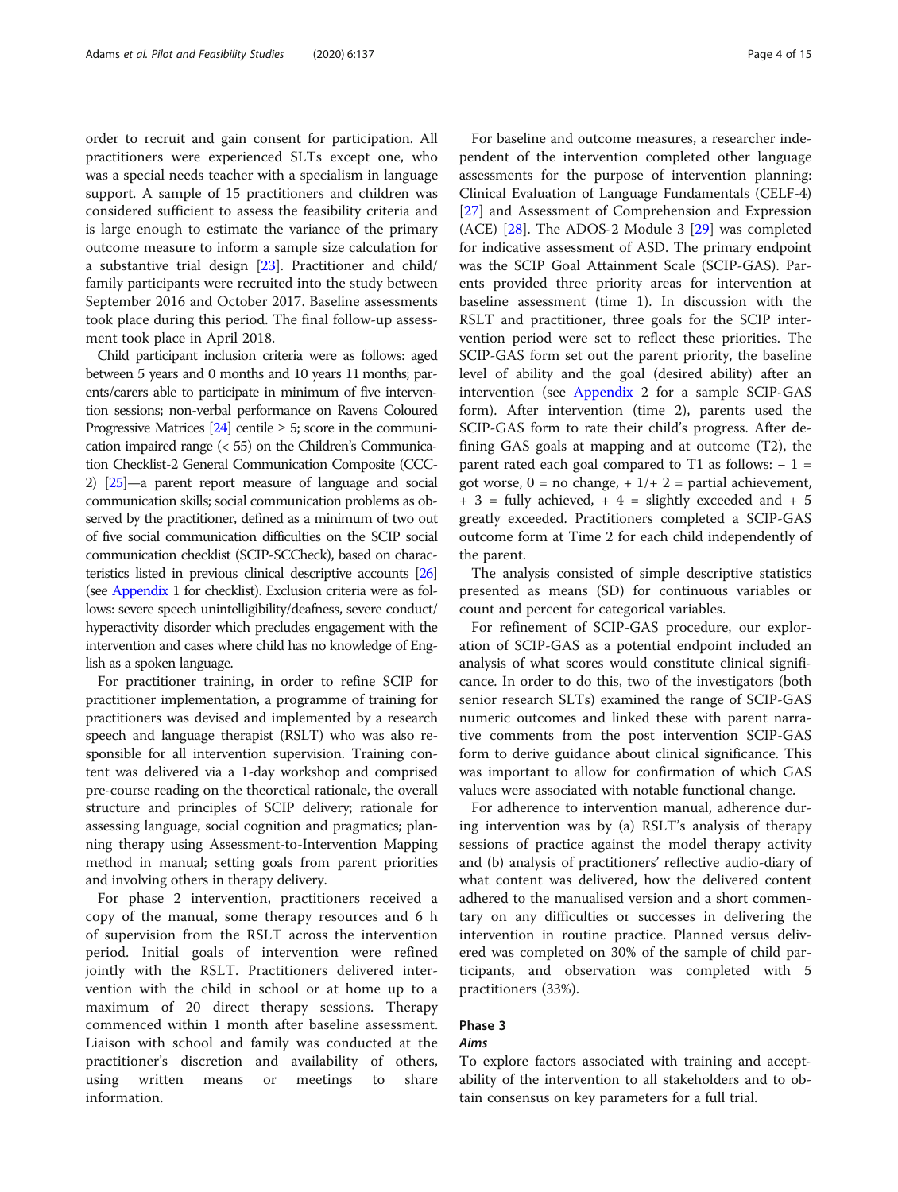order to recruit and gain consent for participation. All practitioners were experienced SLTs except one, who was a special needs teacher with a specialism in language support. A sample of 15 practitioners and children was considered sufficient to assess the feasibility criteria and is large enough to estimate the variance of the primary outcome measure to inform a sample size calculation for a substantive trial design [23]. Practitioner and child/family participants were recruited into the study between September 2016 and October 2017. Baseline assessments took place during this period. The final follow-up assessment took place in April 2018.

Child participant inclusion criteria were as follows: aged between 5 years and 0 months and 10 years 11 months; parents/carers able to participate in minimum of five intervention sessions; non-verbal performance on Ravens Coloured Progressive Matrices [24] centile ≥ 5; score in the communication impaired range (< 55) on the Children's Communication Checklist-2 General Communication Composite (CCC-2) [25]—a parent report measure of language and social communication skills; social communication problems as observed by the practitioner, defined as a minimum of two out of five social communication difficulties on the SCIP social communication checklist (SCIP-SCCheck), based on characteristics listed in previous clinical descriptive accounts [26] (see Appendix 1 for checklist). Exclusion criteria were as follows: severe speech unintelligibility/deafness, severe conduct/hyperactivity disorder which precludes engagement with the intervention and cases where child has no knowledge of English as a spoken language.

For practitioner training, in order to refine SCIP for practitioner implementation, a programme of training for practitioners was devised and implemented by a research speech and language therapist (RSLT) who was also responsible for all intervention supervision. Training content was delivered via a 1-day workshop and comprised pre-course reading on the theoretical rationale, the overall structure and principles of SCIP delivery; rationale for assessing language, social cognition and pragmatics; planning therapy using Assessment-to-Intervention Mapping method in manual; setting goals from parent priorities and involving others in therapy delivery.

For phase 2 intervention, practitioners received a copy of the manual, some therapy resources and 6 h of supervision from the RSLT across the intervention period. Initial goals of intervention were refined jointly with the RSLT. Practitioners delivered intervention with the child in school or at home up to a maximum of 20 direct therapy sessions. Therapy commenced within 1 month after baseline assessment. Liaison with school and family was conducted at the practitioner's discretion and availability of others, using written means or meetings to share information.

For baseline and outcome measures, a researcher independent of the intervention completed other language assessments for the purpose of intervention planning: Clinical Evaluation of Language Fundamentals (CELF-4) [27] and Assessment of Comprehension and Expression (ACE) [28]. The ADOS-2 Module 3 [29] was completed for indicative assessment of ASD. The primary endpoint was the SCIP Goal Attainment Scale (SCIP-GAS). Parents provided three priority areas for intervention at baseline assessment (time 1). In discussion with the RSLT and practitioner, three goals for the SCIP intervention period were set to reflect these priorities. The SCIP-GAS form set out the parent priority, the baseline level of ability and the goal (desired ability) after an intervention (see Appendix 2 for a sample SCIP-GAS form). After intervention (time 2), parents used the SCIP-GAS form to rate their child's progress. After defining GAS goals at mapping and at outcome (T2), the parent rated each goal compared to T1 as follows: − 1 = got worse, 0 = no change, + 1/+ 2 = partial achievement, + 3 = fully achieved, + 4 = slightly exceeded and + 5 greatly exceeded. Practitioners completed a SCIP-GAS outcome form at Time 2 for each child independently of the parent.

The analysis consisted of simple descriptive statistics presented as means (SD) for continuous variables or count and percent for categorical variables.

For refinement of SCIP-GAS procedure, our exploration of SCIP-GAS as a potential endpoint included an analysis of what scores would constitute clinical significance. In order to do this, two of the investigators (both senior research SLTs) examined the range of SCIP-GAS numeric outcomes and linked these with parent narrative comments from the post intervention SCIP-GAS form to derive guidance about clinical significance. This was important to allow for confirmation of which GAS values were associated with notable functional change.

For adherence to intervention manual, adherence during intervention was by (a) RSLT's analysis of therapy sessions of practice against the model therapy activity and (b) analysis of practitioners' reflective audio-diary of what content was delivered, how the delivered content adhered to the manualised version and a short commentary on any difficulties or successes in delivering the intervention in routine practice. Planned versus delivered was completed on 30% of the sample of child participants, and observation was completed with 5 practitioners (33%).

## Phase 3

### *Aims*

To explore factors associated with training and acceptability of the intervention to all stakeholders and to obtain consensus on key parameters for a full trial.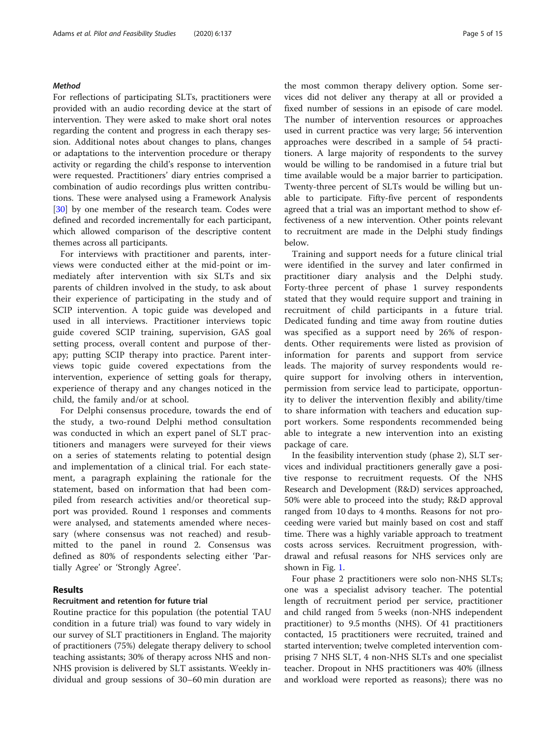#### *Method*

For reflections of participating SLTs, practitioners were provided with an audio recording device at the start of intervention. They were asked to make short oral notes regarding the content and progress in each therapy session. Additional notes about changes to plans, changes or adaptations to the intervention procedure or therapy activity or regarding the child's response to intervention were requested. Practitioners' diary entries comprised a combination of audio recordings plus written contributions. These were analysed using a Framework Analysis [30] by one member of the research team. Codes were defined and recorded incrementally for each participant, which allowed comparison of the descriptive content themes across all participants.

For interviews with practitioner and parents, interviews were conducted either at the mid-point or immediately after intervention with six SLTs and six parents of children involved in the study, to ask about their experience of participating in the study and of SCIP intervention. A topic guide was developed and used in all interviews. Practitioner interviews topic guide covered SCIP training, supervision, GAS goal setting process, overall content and purpose of therapy; putting SCIP therapy into practice. Parent interviews topic guide covered expectations from the intervention, experience of setting goals for therapy, experience of therapy and any changes noticed in the child, the family and/or at school.

For Delphi consensus procedure, towards the end of the study, a two-round Delphi method consultation was conducted in which an expert panel of SLT practitioners and managers were surveyed for their views on a series of statements relating to potential design and implementation of a clinical trial. For each statement, a paragraph explaining the rationale for the statement, based on information that had been compiled from research activities and/or theoretical support was provided. Round 1 responses and comments were analysed, and statements amended where necessary (where consensus was not reached) and resubmitted to the panel in round 2. Consensus was defined as 80% of respondents selecting either 'Partially Agree' or 'Strongly Agree'.

## Results

### Recruitment and retention for future trial

Routine practice for this population (the potential TAU condition in a future trial) was found to vary widely in our survey of SLT practitioners in England. The majority of practitioners (75%) delegate therapy delivery to school teaching assistants; 30% of therapy across NHS and non-NHS provision is delivered by SLT assistants. Weekly individual and group sessions of 30–60 min duration are the most common therapy delivery option. Some services did not deliver any therapy at all or provided a fixed number of sessions in an episode of care model. The number of intervention resources or approaches used in current practice was very large; 56 intervention approaches were described in a sample of 54 practitioners. A large majority of respondents to the survey would be willing to be randomised in a future trial but time available would be a major barrier to participation. Twenty-three percent of SLTs would be willing but unable to participate. Fifty-five percent of respondents agreed that a trial was an important method to show effectiveness of a new intervention. Other points relevant to recruitment are made in the Delphi study findings below.

Training and support needs for a future clinical trial were identified in the survey and later confirmed in practitioner diary analysis and the Delphi study. Forty-three percent of phase 1 survey respondents stated that they would require support and training in recruitment of child participants in a future trial. Dedicated funding and time away from routine duties was specified as a support need by 26% of respondents. Other requirements were listed as provision of information for parents and support from service leads. The majority of survey respondents would require support for involving others in intervention, permission from service lead to participate, opportunity to deliver the intervention flexibly and ability/time to share information with teachers and education support workers. Some respondents recommended being able to integrate a new intervention into an existing package of care.

In the feasibility intervention study (phase 2), SLT services and individual practitioners generally gave a positive response to recruitment requests. Of the NHS Research and Development (R&D) services approached, 50% were able to proceed into the study; R&D approval ranged from 10 days to 4 months. Reasons for not proceeding were varied but mainly based on cost and staff time. There was a highly variable approach to treatment costs across services. Recruitment progression, withdrawal and refusal reasons for NHS services only are shown in Fig. 1.

Four phase 2 practitioners were solo non-NHS SLTs; one was a specialist advisory teacher. The potential length of recruitment period per service, practitioner and child ranged from 5 weeks (non-NHS independent practitioner) to 9.5 months (NHS). Of 41 practitioners contacted, 15 practitioners were recruited, trained and started intervention; twelve completed intervention comprising 7 NHS SLT, 4 non-NHS SLTs and one specialist teacher. Dropout in NHS practitioners was 40% (illness and workload were reported as reasons); there was no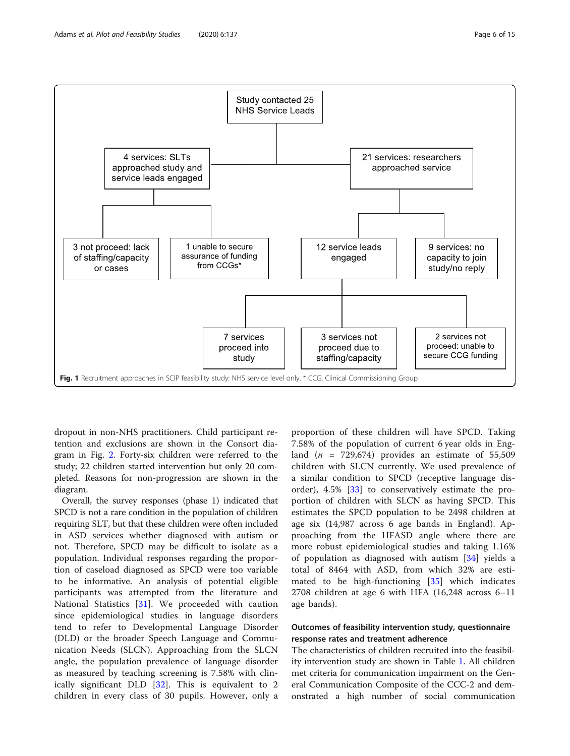Study contacted 25 NHS Service Leads

- 4 services: SLTs approached study and service leads engaged
  - 3 not proceed: lack of staffing/capacity or cases
  - 1 unable to secure assurance of funding from CCGs*
- 21 services: researchers approached service
  - 12 service leads engaged
    - 7 services proceed into study
    - 3 services not proceed due to staffing/capacity
    - 2 services not proceed: unable to secure CCG funding
  - 9 services: no capacity to join study/no reply

**Fig. 1** Recruitment approaches in SCIP feasibility study: NHS service level only. * CCG, Clinical Commissioning Group

dropout in non-NHS practitioners. Child participant retention and exclusions are shown in the Consort diagram in Fig. 2. Forty-six children were referred to the study; 22 children started intervention but only 20 completed. Reasons for non-progression are shown in the diagram.

Overall, the survey responses (phase 1) indicated that SPCD is not a rare condition in the population of children requiring SLT, but that these children were often included in ASD services whether diagnosed with autism or not. Therefore, SPCD may be difficult to isolate as a population. Individual responses regarding the proportion of caseload diagnosed as SPCD were too variable to be informative. An analysis of potential eligible participants was attempted from the literature and National Statistics [31]. We proceeded with caution since epidemiological studies in language disorders tend to refer to Developmental Language Disorder (DLD) or the broader Speech Language and Communication Needs (SLCN). Approaching from the SLCN angle, the population prevalence of language disorder as measured by teaching screening is 7.58% with clinically significant DLD [32]. This is equivalent to 2 children in every class of 30 pupils. However, only a proportion of these children will have SPCD. Taking 7.58% of the population of current 6 year olds in England ($n$ = 729,674) provides an estimate of 55,509 children with SLCN currently. We used prevalence of a similar condition to SPCD (receptive language disorder), 4.5% [33] to conservatively estimate the proportion of children with SLCN as having SPCD. This estimates the SPCD population to be 2498 children at age six (14,987 across 6 age bands in England). Approaching from the HFASD angle where there are more robust epidemiological studies and taking 1.16% of population as diagnosed with autism [34] yields a total of 8464 with ASD, from which 32% are estimated to be high-functioning [35] which indicates 2708 children at age 6 with HFA (16,248 across 6–11 age bands).

### Outcomes of feasibility intervention study, questionnaire response rates and treatment adherence

The characteristics of children recruited into the feasibility intervention study are shown in Table 1. All children met criteria for communication impairment on the General Communication Composite of the CCC-2 and demonstrated a high number of social communication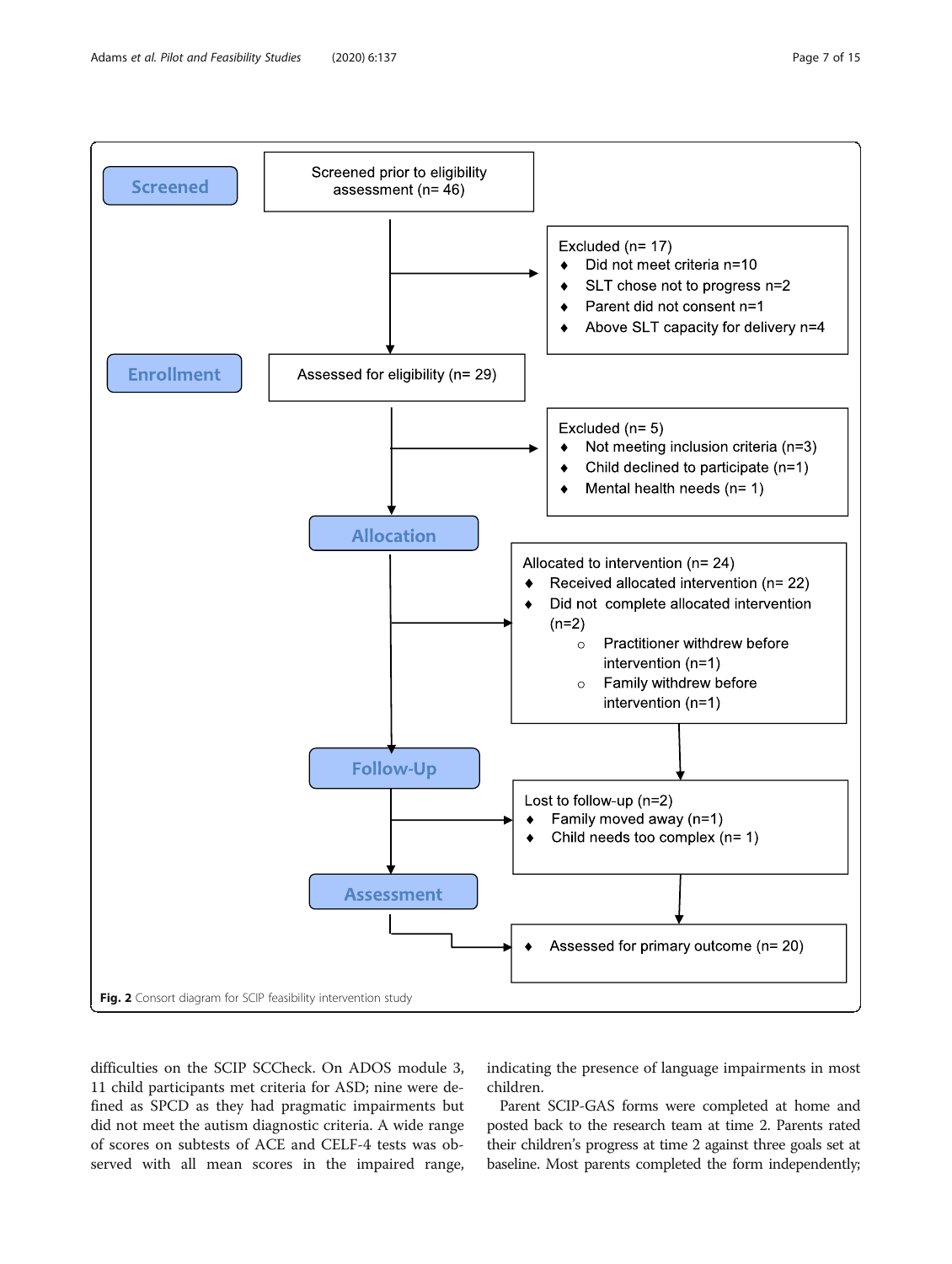**Screened**

Screened prior to eligibility assessment (n= 46)

Excluded (n= 17)
- Did not meet criteria n=10
- SLT chose not to progress n=2
- Parent did not consent n=1
- Above SLT capacity for delivery n=4

**Enrollment**

Assessed for eligibility (n= 29)

Excluded (n= 5)
- Not meeting inclusion criteria (n=3)
- Child declined to participate (n=1)
- Mental health needs (n= 1)

**Allocation**

Allocated to intervention (n= 24)
- Received allocated intervention (n= 22)
- Did not complete allocated intervention (n=2)
  - Practitioner withdrew before intervention (n=1)
  - Family withdrew before intervention (n=1)

**Follow-Up**

Lost to follow-up (n=2)
- Family moved away (n=1)
- Child needs too complex (n= 1)

**Assessment**

- Assessed for primary outcome (n= 20)

**Fig. 2** Consort diagram for SCIP feasibility intervention study

difficulties on the SCIP SCCheck. On ADOS module 3, 11 child participants met criteria for ASD; nine were defined as SPCD as they had pragmatic impairments but did not meet the autism diagnostic criteria. A wide range of scores on subtests of ACE and CELF-4 tests was observed with all mean scores in the impaired range, indicating the presence of language impairments in most children.

Parent SCIP-GAS forms were completed at home and posted back to the research team at time 2. Parents rated their children's progress at time 2 against three goals set at baseline. Most parents completed the form independently;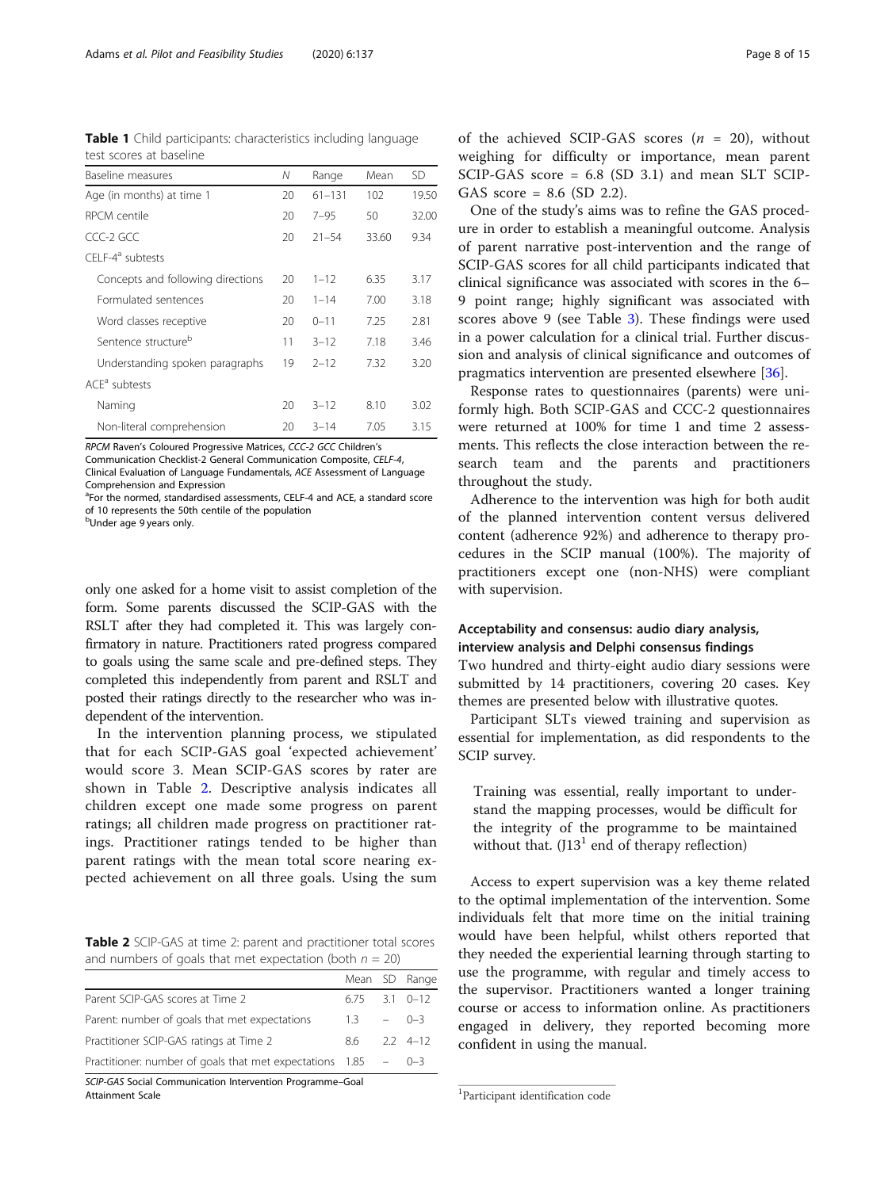**Table 1** Child participants: characteristics including language test scores at baseline

| Baseline measures | N | Range | Mean | SD |
|---|---|---|---|---|
| Age (in months) at time 1 | 20 | 61–131 | 102 | 19.50 |
| RPCM centile | 20 | 7–95 | 50 | 32.00 |
| CCC-2 GCC | 20 | 21–54 | 33.60 | 9.34 |
| CELF-4[a] subtests | | | | |
| Concepts and following directions | 20 | 1–12 | 6.35 | 3.17 |
| Formulated sentences | 20 | 1–14 | 7.00 | 3.18 |
| Word classes receptive | 20 | 0–11 | 7.25 | 2.81 |
| Sentence structure[b] | 11 | 3–12 | 7.18 | 3.46 |
| Understanding spoken paragraphs | 19 | 2–12 | 7.32 | 3.20 |
| ACE[a] subtests | | | | |
| Naming | 20 | 3–12 | 8.10 | 3.02 |
| Non-literal comprehension | 20 | 3–14 | 7.05 | 3.15 |

*RPCM* Raven's Coloured Progressive Matrices, *CCC-2 GCC* Children's Communication Checklist-2 General Communication Composite, *CELF-4*, Clinical Evaluation of Language Fundamentals, *ACE* Assessment of Language Comprehension and Expression

[a]For the normed, standardised assessments, CELF-4 and ACE, a standard score of 10 represents the 50th centile of the population

[b]Under age 9 years only.

only one asked for a home visit to assist completion of the form. Some parents discussed the SCIP-GAS with the RSLT after they had completed it. This was largely confirmatory in nature. Practitioners rated progress compared to goals using the same scale and pre-defined steps. They completed this independently from parent and RSLT and posted their ratings directly to the researcher who was independent of the intervention.

In the intervention planning process, we stipulated that for each SCIP-GAS goal 'expected achievement' would score 3. Mean SCIP-GAS scores by rater are shown in Table 2. Descriptive analysis indicates all children except one made some progress on parent ratings; all children made progress on practitioner ratings. Practitioner ratings tended to be higher than parent ratings with the mean total score nearing expected achievement on all three goals. Using the sum of the achieved SCIP-GAS scores ($n$ = 20), without weighing for difficulty or importance, mean parent SCIP-GAS score = 6.8 (SD 3.1) and mean SLT SCIP-GAS score = 8.6 (SD 2.2).

**Table 2** SCIP-GAS at time 2: parent and practitioner total scores and numbers of goals that met expectation (both $n$ = 20)

| | Mean | SD | Range |
|---|---|---|---|
| Parent SCIP-GAS scores at Time 2 | 6.75 | 3.1 | 0–12 |
| Parent: number of goals that met expectations | 1.3 | – | 0–3 |
| Practitioner SCIP-GAS ratings at Time 2 | 8.6 | 2.2 | 4–12 |
| Practitioner: number of goals that met expectations | 1.85 | – | 0–3 |

*SCIP-GAS* Social Communication Intervention Programme–Goal Attainment Scale

One of the study's aims was to refine the GAS procedure in order to establish a meaningful outcome. Analysis of parent narrative post-intervention and the range of SCIP-GAS scores for all child participants indicated that clinical significance was associated with scores in the 6–9 point range; highly significant was associated with scores above 9 (see Table 3). These findings were used in a power calculation for a clinical trial. Further discussion and analysis of clinical significance and outcomes of pragmatics intervention are presented elsewhere [36].

Response rates to questionnaires (parents) were uniformly high. Both SCIP-GAS and CCC-2 questionnaires were returned at 100% for time 1 and time 2 assessments. This reflects the close interaction between the research team and the parents and practitioners throughout the study.

Adherence to the intervention was high for both audit of the planned intervention content versus delivered content (adherence 92%) and adherence to therapy procedures in the SCIP manual (100%). The majority of practitioners except one (non-NHS) were compliant with supervision.

### Acceptability and consensus: audio diary analysis, interview analysis and Delphi consensus findings

Two hundred and thirty-eight audio diary sessions were submitted by 14 practitioners, covering 20 cases. Key themes are presented below with illustrative quotes.

Participant SLTs viewed training and supervision as essential for implementation, as did respondents to the SCIP survey.

> Training was essential, really important to understand the mapping processes, would be difficult for the integrity of the programme to be maintained without that. (J13[1] end of therapy reflection)

Access to expert supervision was a key theme related to the optimal implementation of the intervention. Some individuals felt that more time on the initial training would have been helpful, whilst others reported that they needed the experiential learning through starting to use the programme, with regular and timely access to the supervisor. Practitioners wanted a longer training course or access to information online. As practitioners engaged in delivery, they reported becoming more confident in using the manual.

[1]Participant identification code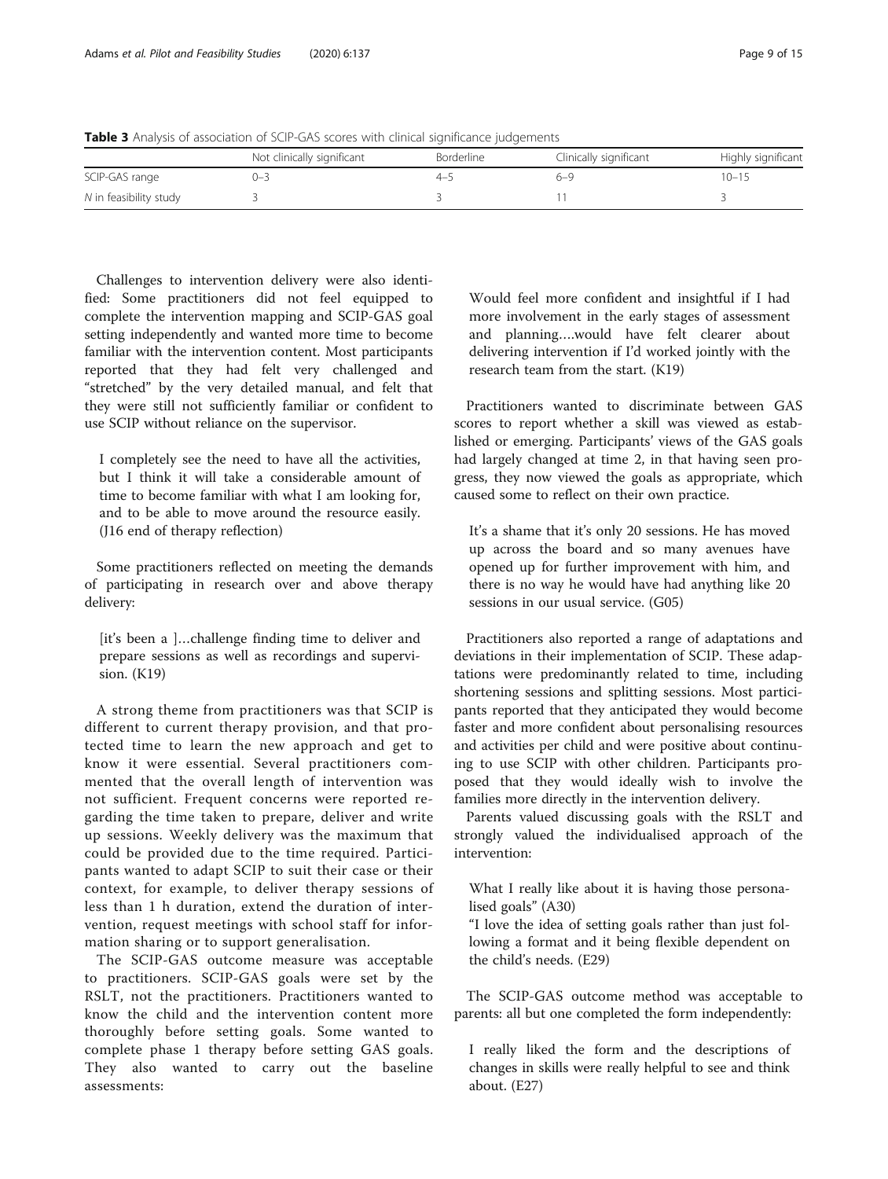**Table 3** Analysis of association of SCIP-GAS scores with clinical significance judgements

| | Not clinically significant | Borderline | Clinically significant | Highly significant |
|---|---|---|---|---|
| SCIP-GAS range | 0–3 | 4–5 | 6–9 | 10–15 |
| *N* in feasibility study | 3 | 3 | 11 | 3 |

Challenges to intervention delivery were also identified: Some practitioners did not feel equipped to complete the intervention mapping and SCIP-GAS goal setting independently and wanted more time to become familiar with the intervention content. Most participants reported that they had felt very challenged and "stretched" by the very detailed manual, and felt that they were still not sufficiently familiar or confident to use SCIP without reliance on the supervisor.

> I completely see the need to have all the activities, but I think it will take a considerable amount of time to become familiar with what I am looking for, and to be able to move around the resource easily. (J16 end of therapy reflection)

Some practitioners reflected on meeting the demands of participating in research over and above therapy delivery:

> [it's been a ]…challenge finding time to deliver and prepare sessions as well as recordings and supervision. (K19)

A strong theme from practitioners was that SCIP is different to current therapy provision, and that protected time to learn the new approach and get to know it were essential. Several practitioners commented that the overall length of intervention was not sufficient. Frequent concerns were reported regarding the time taken to prepare, deliver and write up sessions. Weekly delivery was the maximum that could be provided due to the time required. Participants wanted to adapt SCIP to suit their case or their context, for example, to deliver therapy sessions of less than 1 h duration, extend the duration of intervention, request meetings with school staff for information sharing or to support generalisation.

The SCIP-GAS outcome measure was acceptable to practitioners. SCIP-GAS goals were set by the RSLT, not the practitioners. Practitioners wanted to know the child and the intervention content more thoroughly before setting goals. Some wanted to complete phase 1 therapy before setting GAS goals. They also wanted to carry out the baseline assessments:

> Would feel more confident and insightful if I had more involvement in the early stages of assessment and planning….would have felt clearer about delivering intervention if I'd worked jointly with the research team from the start. (K19)

Practitioners wanted to discriminate between GAS scores to report whether a skill was viewed as established or emerging. Participants' views of the GAS goals had largely changed at time 2, in that having seen progress, they now viewed the goals as appropriate, which caused some to reflect on their own practice.

> It's a shame that it's only 20 sessions. He has moved up across the board and so many avenues have opened up for further improvement with him, and there is no way he would have had anything like 20 sessions in our usual service. (G05)

Practitioners also reported a range of adaptations and deviations in their implementation of SCIP. These adaptations were predominantly related to time, including shortening sessions and splitting sessions. Most participants reported that they anticipated they would become faster and more confident about personalising resources and activities per child and were positive about continuing to use SCIP with other children. Participants proposed that they would ideally wish to involve the families more directly in the intervention delivery.

Parents valued discussing goals with the RSLT and strongly valued the individualised approach of the intervention:

> What I really like about it is having those personalised goals" (A30)
> "I love the idea of setting goals rather than just following a format and it being flexible dependent on the child's needs. (E29)

The SCIP-GAS outcome method was acceptable to parents: all but one completed the form independently:

> I really liked the form and the descriptions of changes in skills were really helpful to see and think about. (E27)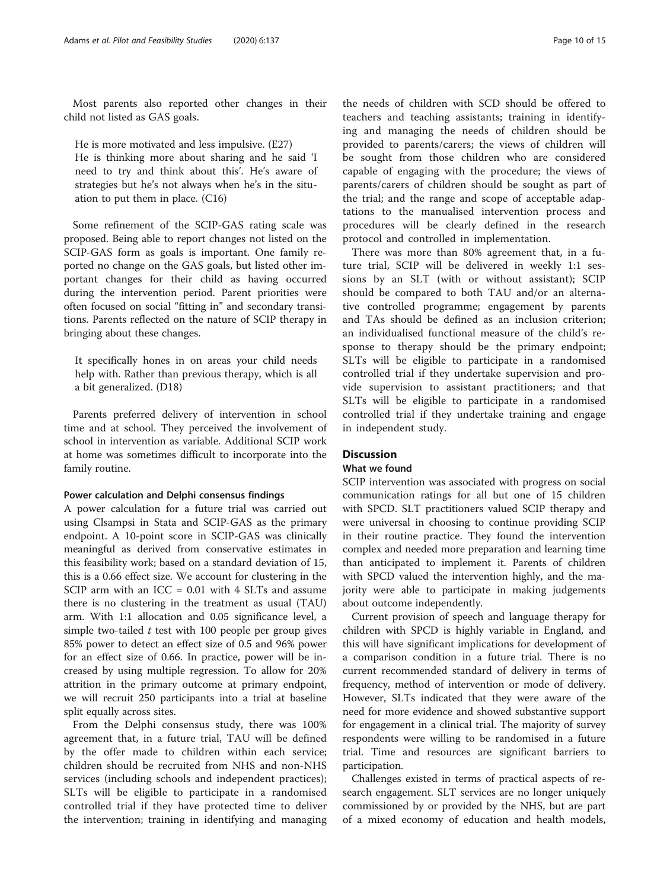Most parents also reported other changes in their child not listed as GAS goals.

> He is more motivated and less impulsive. (E27)
> He is thinking more about sharing and he said 'I need to try and think about this'. He's aware of strategies but he's not always when he's in the situation to put them in place. (C16)

Some refinement of the SCIP-GAS rating scale was proposed. Being able to report changes not listed on the SCIP-GAS form as goals is important. One family reported no change on the GAS goals, but listed other important changes for their child as having occurred during the intervention period. Parent priorities were often focused on social "fitting in" and secondary transitions. Parents reflected on the nature of SCIP therapy in bringing about these changes.

> It specifically hones in on areas your child needs help with. Rather than previous therapy, which is all a bit generalized. (D18)

Parents preferred delivery of intervention in school time and at school. They perceived the involvement of school in intervention as variable. Additional SCIP work at home was sometimes difficult to incorporate into the family routine.

#### Power calculation and Delphi consensus findings

A power calculation for a future trial was carried out using Clsampsi in Stata and SCIP-GAS as the primary endpoint. A 10-point score in SCIP-GAS was clinically meaningful as derived from conservative estimates in this feasibility work; based on a standard deviation of 15, this is a 0.66 effect size. We account for clustering in the SCIP arm with an ICC = 0.01 with 4 SLTs and assume there is no clustering in the treatment as usual (TAU) arm. With 1:1 allocation and 0.05 significance level, a simple two-tailed *t* test with 100 people per group gives 85% power to detect an effect size of 0.5 and 96% power for an effect size of 0.66. In practice, power will be increased by using multiple regression. To allow for 20% attrition in the primary outcome at primary endpoint, we will recruit 250 participants into a trial at baseline split equally across sites.

From the Delphi consensus study, there was 100% agreement that, in a future trial, TAU will be defined by the offer made to children within each service; children should be recruited from NHS and non-NHS services (including schools and independent practices); SLTs will be eligible to participate in a randomised controlled trial if they have protected time to deliver the intervention; training in identifying and managing the needs of children with SCD should be offered to teachers and teaching assistants; training in identifying and managing the needs of children should be provided to parents/carers; the views of children will be sought from those children who are considered capable of engaging with the procedure; the views of parents/carers of children should be sought as part of the trial; and the range and scope of acceptable adaptations to the manualised intervention process and procedures will be clearly defined in the research protocol and controlled in implementation.

There was more than 80% agreement that, in a future trial, SCIP will be delivered in weekly 1:1 sessions by an SLT (with or without assistant); SCIP should be compared to both TAU and/or an alternative controlled programme; engagement by parents and TAs should be defined as an inclusion criterion; an individualised functional measure of the child's response to therapy should be the primary endpoint; SLTs will be eligible to participate in a randomised controlled trial if they undertake supervision and provide supervision to assistant practitioners; and that SLTs will be eligible to participate in a randomised controlled trial if they undertake training and engage in independent study.

## Discussion

### What we found

SCIP intervention was associated with progress on social communication ratings for all but one of 15 children with SPCD. SLT practitioners valued SCIP therapy and were universal in choosing to continue providing SCIP in their routine practice. They found the intervention complex and needed more preparation and learning time than anticipated to implement it. Parents of children with SPCD valued the intervention highly, and the majority were able to participate in making judgements about outcome independently.

Current provision of speech and language therapy for children with SPCD is highly variable in England, and this will have significant implications for development of a comparison condition in a future trial. There is no current recommended standard of delivery in terms of frequency, method of intervention or mode of delivery. However, SLTs indicated that they were aware of the need for more evidence and showed substantive support for engagement in a clinical trial. The majority of survey respondents were willing to be randomised in a future trial. Time and resources are significant barriers to participation.

Challenges existed in terms of practical aspects of research engagement. SLT services are no longer uniquely commissioned by or provided by the NHS, but are part of a mixed economy of education and health models,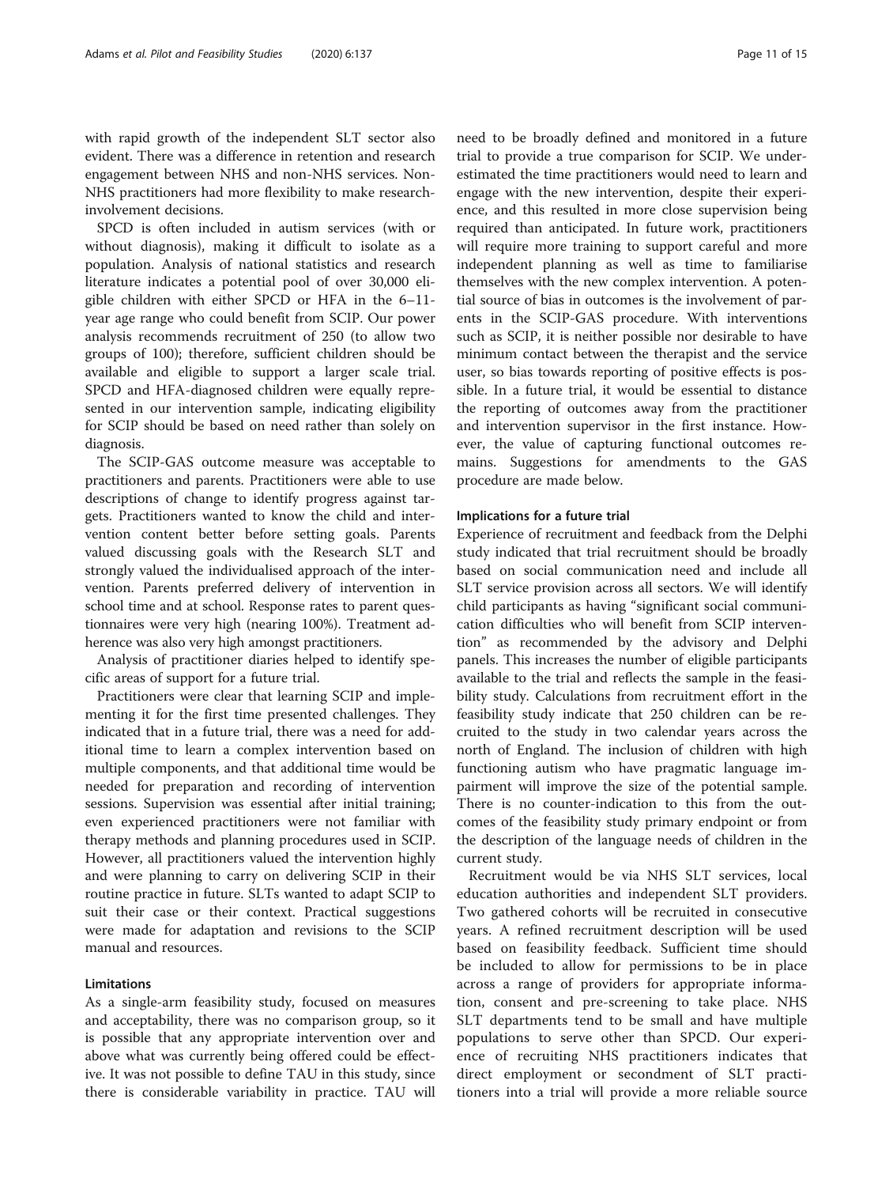with rapid growth of the independent SLT sector also evident. There was a difference in retention and research engagement between NHS and non-NHS services. Non-NHS practitioners had more flexibility to make research-involvement decisions.

SPCD is often included in autism services (with or without diagnosis), making it difficult to isolate as a population. Analysis of national statistics and research literature indicates a potential pool of over 30,000 eligible children with either SPCD or HFA in the 6–11-year age range who could benefit from SCIP. Our power analysis recommends recruitment of 250 (to allow two groups of 100); therefore, sufficient children should be available and eligible to support a larger scale trial. SPCD and HFA-diagnosed children were equally represented in our intervention sample, indicating eligibility for SCIP should be based on need rather than solely on diagnosis.

The SCIP-GAS outcome measure was acceptable to practitioners and parents. Practitioners were able to use descriptions of change to identify progress against targets. Practitioners wanted to know the child and intervention content better before setting goals. Parents valued discussing goals with the Research SLT and strongly valued the individualised approach of the intervention. Parents preferred delivery of intervention in school time and at school. Response rates to parent questionnaires were very high (nearing 100%). Treatment adherence was also very high amongst practitioners.

Analysis of practitioner diaries helped to identify specific areas of support for a future trial.

Practitioners were clear that learning SCIP and implementing it for the first time presented challenges. They indicated that in a future trial, there was a need for additional time to learn a complex intervention based on multiple components, and that additional time would be needed for preparation and recording of intervention sessions. Supervision was essential after initial training; even experienced practitioners were not familiar with therapy methods and planning procedures used in SCIP. However, all practitioners valued the intervention highly and were planning to carry on delivering SCIP in their routine practice in future. SLTs wanted to adapt SCIP to suit their case or their context. Practical suggestions were made for adaptation and revisions to the SCIP manual and resources.

### Limitations

As a single-arm feasibility study, focused on measures and acceptability, there was no comparison group, so it is possible that any appropriate intervention over and above what was currently being offered could be effective. It was not possible to define TAU in this study, since there is considerable variability in practice. TAU will need to be broadly defined and monitored in a future trial to provide a true comparison for SCIP. We underestimated the time practitioners would need to learn and engage with the new intervention, despite their experience, and this resulted in more close supervision being required than anticipated. In future work, practitioners will require more training to support careful and more independent planning as well as time to familiarise themselves with the new complex intervention. A potential source of bias in outcomes is the involvement of parents in the SCIP-GAS procedure. With interventions such as SCIP, it is neither possible nor desirable to have minimum contact between the therapist and the service user, so bias towards reporting of positive effects is possible. In a future trial, it would be essential to distance the reporting of outcomes away from the practitioner and intervention supervisor in the first instance. However, the value of capturing functional outcomes remains. Suggestions for amendments to the GAS procedure are made below.

### Implications for a future trial

Experience of recruitment and feedback from the Delphi study indicated that trial recruitment should be broadly based on social communication need and include all SLT service provision across all sectors. We will identify child participants as having "significant social communication difficulties who will benefit from SCIP intervention" as recommended by the advisory and Delphi panels. This increases the number of eligible participants available to the trial and reflects the sample in the feasibility study. Calculations from recruitment effort in the feasibility study indicate that 250 children can be recruited to the study in two calendar years across the north of England. The inclusion of children with high functioning autism who have pragmatic language impairment will improve the size of the potential sample. There is no counter-indication to this from the outcomes of the feasibility study primary endpoint or from the description of the language needs of children in the current study.

Recruitment would be via NHS SLT services, local education authorities and independent SLT providers. Two gathered cohorts will be recruited in consecutive years. A refined recruitment description will be used based on feasibility feedback. Sufficient time should be included to allow for permissions to be in place across a range of providers for appropriate information, consent and pre-screening to take place. NHS SLT departments tend to be small and have multiple populations to serve other than SPCD. Our experience of recruiting NHS practitioners indicates that direct employment or secondment of SLT practitioners into a trial will provide a more reliable source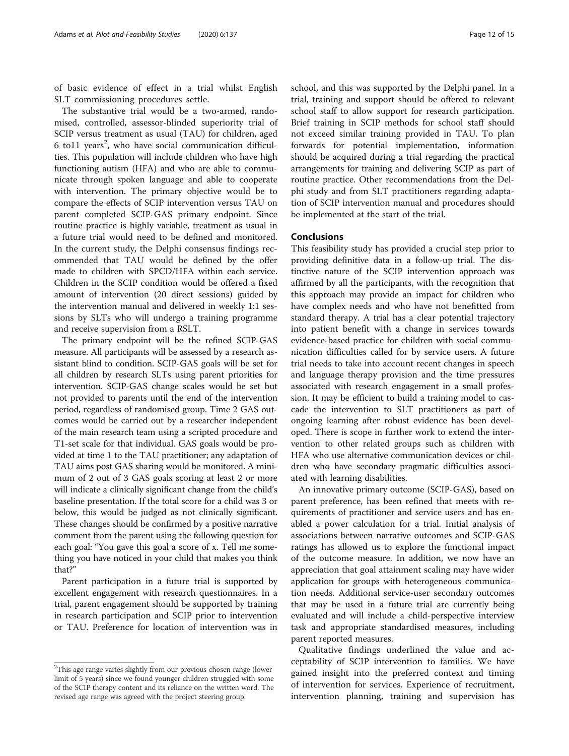of basic evidence of effect in a trial whilst English SLT commissioning procedures settle.

The substantive trial would be a two-armed, randomised, controlled, assessor-blinded superiority trial of SCIP versus treatment as usual (TAU) for children, aged 6 to11 years[2], who have social communication difficulties. This population will include children who have high functioning autism (HFA) and who are able to communicate through spoken language and able to cooperate with intervention. The primary objective would be to compare the effects of SCIP intervention versus TAU on parent completed SCIP-GAS primary endpoint. Since routine practice is highly variable, treatment as usual in a future trial would need to be defined and monitored. In the current study, the Delphi consensus findings recommended that TAU would be defined by the offer made to children with SPCD/HFA within each service. Children in the SCIP condition would be offered a fixed amount of intervention (20 direct sessions) guided by the intervention manual and delivered in weekly 1:1 sessions by SLTs who will undergo a training programme and receive supervision from a RSLT.

The primary endpoint will be the refined SCIP-GAS measure. All participants will be assessed by a research assistant blind to condition. SCIP-GAS goals will be set for all children by research SLTs using parent priorities for intervention. SCIP-GAS change scales would be set but not provided to parents until the end of the intervention period, regardless of randomised group. Time 2 GAS outcomes would be carried out by a researcher independent of the main research team using a scripted procedure and T1-set scale for that individual. GAS goals would be provided at time 1 to the TAU practitioner; any adaptation of TAU aims post GAS sharing would be monitored. A minimum of 2 out of 3 GAS goals scoring at least 2 or more will indicate a clinically significant change from the child's baseline presentation. If the total score for a child was 3 or below, this would be judged as not clinically significant. These changes should be confirmed by a positive narrative comment from the parent using the following question for each goal: "You gave this goal a score of x. Tell me something you have noticed in your child that makes you think that?"

Parent participation in a future trial is supported by excellent engagement with research questionnaires. In a trial, parent engagement should be supported by training in research participation and SCIP prior to intervention or TAU. Preference for location of intervention was in school, and this was supported by the Delphi panel. In a trial, training and support should be offered to relevant school staff to allow support for research participation. Brief training in SCIP methods for school staff should not exceed similar training provided in TAU. To plan forwards for potential implementation, information should be acquired during a trial regarding the practical arrangements for training and delivering SCIP as part of routine practice. Other recommendations from the Delphi study and from SLT practitioners regarding adaptation of SCIP intervention manual and procedures should be implemented at the start of the trial.

## Conclusions

This feasibility study has provided a crucial step prior to providing definitive data in a follow-up trial. The distinctive nature of the SCIP intervention approach was affirmed by all the participants, with the recognition that this approach may provide an impact for children who have complex needs and who have not benefitted from standard therapy. A trial has a clear potential trajectory into patient benefit with a change in services towards evidence-based practice for children with social communication difficulties called for by service users. A future trial needs to take into account recent changes in speech and language therapy provision and the time pressures associated with research engagement in a small profession. It may be efficient to build a training model to cascade the intervention to SLT practitioners as part of ongoing learning after robust evidence has been developed. There is scope in further work to extend the intervention to other related groups such as children with HFA who use alternative communication devices or children who have secondary pragmatic difficulties associated with learning disabilities.

An innovative primary outcome (SCIP-GAS), based on parent preference, has been refined that meets with requirements of practitioner and service users and has enabled a power calculation for a trial. Initial analysis of associations between narrative outcomes and SCIP-GAS ratings has allowed us to explore the functional impact of the outcome measure. In addition, we now have an appreciation that goal attainment scaling may have wider application for groups with heterogeneous communication needs. Additional service-user secondary outcomes that may be used in a future trial are currently being evaluated and will include a child-perspective interview task and appropriate standardised measures, including parent reported measures.

Qualitative findings underlined the value and acceptability of SCIP intervention to families. We have gained insight into the preferred context and timing of intervention for services. Experience of recruitment, intervention planning, training and supervision has

[2] This age range varies slightly from our previous chosen range (lower limit of 5 years) since we found younger children struggled with some of the SCIP therapy content and its reliance on the written word. The revised age range was agreed with the project steering group.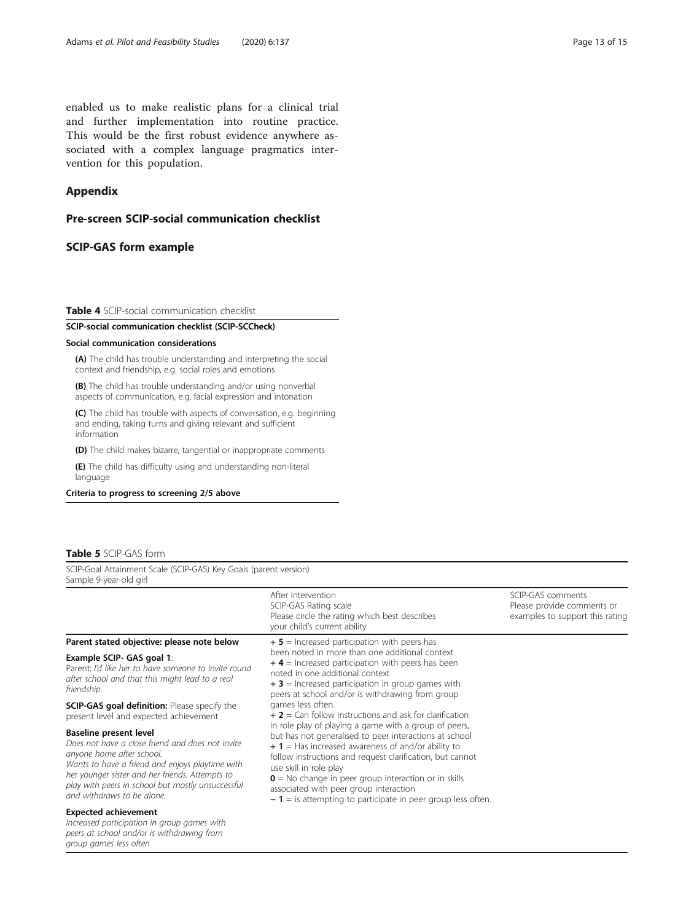enabled us to make realistic plans for a clinical trial and further implementation into routine practice. This would be the first robust evidence anywhere associated with a complex language pragmatics intervention for this population.

## Appendix

## Pre-screen SCIP-social communication checklist

## SCIP-GAS form example

**Table 4** SCIP-social communication checklist

| SCIP-social communication checklist (SCIP-SCCheck) |
|---|
| **Social communication considerations** |
| **(A)** The child has trouble understanding and interpreting the social context and friendship, e.g. social roles and emotions |
| **(B)** The child has trouble understanding and/or using nonverbal aspects of communication, e.g. facial expression and intonation |
| **(C)** The child has trouble with aspects of conversation, e.g. beginning and ending, taking turns and giving relevant and sufficient information |
| **(D)** The child makes bizarre, tangential or inappropriate comments |
| **(E)** The child has difficulty using and understanding non-literal language |
| **Criteria to progress to screening 2/5 above** |

**Table 5** SCIP-GAS form

SCIP-Goal Attainment Scale (SCIP-GAS) Key Goals (parent version)
Sample 9-year-old girl

| | After intervention<br>SCIP-GAS Rating scale<br>Please circle the rating which best describes your child's current ability | SCIP-GAS comments<br>Please provide comments or examples to support this rating |
|---|---|---|
| **Parent stated objective: please note below**<br><br>**Example SCIP- GAS goal 1**:<br>Parent: *I'd like her to have someone to invite round after school and that this might lead to a real friendship*<br><br>**SCIP-GAS goal definition:** Please specify the present level and expected achievement<br><br>**Baseline present level**<br>*Does not have a close friend and does not invite anyone home after school.*<br>*Wants to have a friend and enjoys playtime with her younger sister and her friends. Attempts to play with peers in school but mostly unsuccessful and withdraws to be alone.*<br><br>**Expected achievement**<br>*Increased participation in group games with peers at school and/or is withdrawing from group games less often* | **+ 5** = Increased participation with peers has been noted in more than one additional context<br>**+ 4** = Increased participation with peers has been noted in one additional context<br>**+ 3** = Increased participation in group games with peers at school and/or is withdrawing from group games less often.<br>**+ 2** = Can follow instructions and ask for clarification in role play of playing a game with a group of peers, but has not generalised to peer interactions at school<br>**+ 1** = Has increased awareness of and/or ability to follow instructions and request clarification, but cannot use skill in role play<br>**0** = No change in peer group interaction or in skills associated with peer group interaction<br>**− 1** = is attempting to participate in peer group less often. | |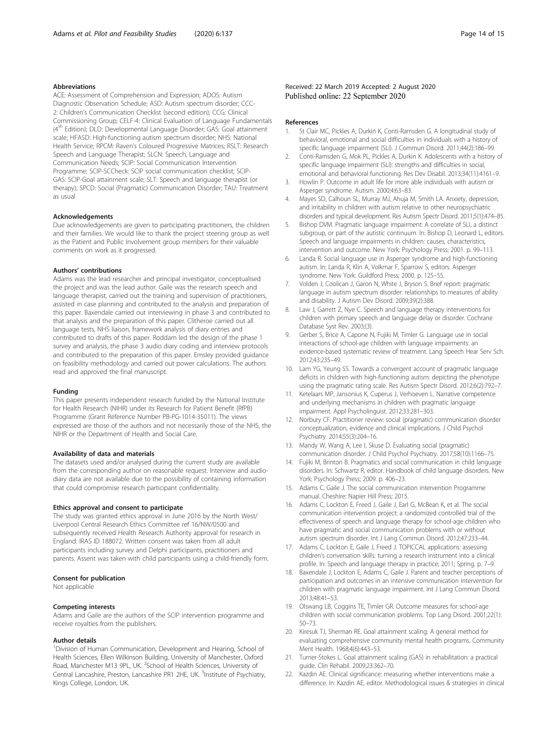## Abbreviations

ACE: Assessment of Comprehension and Expression; ADOS: Autism Diagnostic Observation Schedule; ASD: Autism spectrum disorder; CCC-2: Children's Communication Checklist (second edition); CCG: Clinical Commissioning Group; CELF-4: Clinical Evaluation of Language Fundamentals (4th Edition); DLD: Developmental Language Disorder; GAS: Goal attainment scale; HFASD: High-functioning autism spectrum disorder; NHS: National Health Service; RPCM: Raven's Coloured Progressive Matrices; RSLT: Research Speech and Language Therapist; SLCN: Speech, Language and Communication Needs; SCIP: Social Communication Intervention Programme; SCIP-SCCheck: SCIP social communication checklist; SCIP-GAS: SCIP-Goal attainment scale; SLT: Speech and language therapist (or therapy); SPCD: Social (Pragmatic) Communication Disorder; TAU: Treatment as usual

## Acknowledgements

Due acknowledgements are given to participating practitioners, the children and their families. We would like to thank the project steering group as well as the Patient and Public Involvement group members for their valuable comments on work as it progressed.

## Authors' contributions

Adams was the lead researcher and principal investigator, conceptualised the project and was the lead author. Gaile was the research speech and language therapist, carried out the training and supervision of practitioners, assisted in case planning and contributed to the analysis and preparation of this paper. Baxendale carried out interviewing in phase 3 and contributed to that analysis and the preparation of this paper. Clitheroe carried out all language tests, NHS liaison, framework analysis of diary entries and contributed to drafts of this paper. Roddam led the design of the phase 1 survey and analysis, the phase 3 audio diary coding and interview protocols and contributed to the preparation of this paper. Emsley provided guidance on feasibility methodology and carried out power calculations. The authors read and approved the final manuscript.

## Funding

This paper presents independent research funded by the National Institute for Health Research (NIHR) under its Research for Patient Benefit (RfPB) Programme (Grant Reference Number PB-PG-1014-35011). The views expressed are those of the authors and not necessarily those of the NHS, the NIHR or the Department of Health and Social Care.

## Availability of data and materials

The datasets used and/or analysed during the current study are available from the corresponding author on reasonable request. Interview and audio-diary data are not available due to the possibility of containing information that could compromise research participant confidentiality.

## Ethics approval and consent to participate

The study was granted ethics approval in June 2016 by the North West/ Liverpool Central Research Ethics Committee ref 16/NW/0500 and subsequently received Health Research Authority approval for research in England: IRAS ID 188072. Written consent was taken from all adult participants including survey and Delphi participants, practitioners and parents. Assent was taken with child participants using a child-friendly form.

## Consent for publication

Not applicable

## Competing interests

Adams and Gaile are the authors of the SCIP intervention programme and receive royalties from the publishers.

## Author details

[1]Division of Human Communication, Development and Hearing, School of Health Sciences, Ellen Wilkinson Building, University of Manchester, Oxford Road, Manchester M13 9PL, UK. [2]School of Health Sciences, University of Central Lancashire, Preston, Lancashire PR1 2HE, UK. [3]Institute of Psychiatry, Kings College, London, UK.

Received: 22 March 2019 Accepted: 2 August 2020
Published online: 22 September 2020

## References

1. St Clair MC, Pickles A, Durkin K, Conti-Ramsden G. A longitudinal study of behavioral, emotional and social difficulties in individuals with a history of specific language impairment (SLI). J Commun Disord. 2011;44(2):186–99.
2. Conti-Ramsden G, Mok PL, Pickles A, Durkin K. Adolescents with a history of specific language impairment (SLI): strengths and difficulties in social, emotional and behavioral functioning. Res Dev Disabil. 2013;34(11):4161–9.
3. Howlin P. Outcome in adult life for more able individuals with autism or Asperger syndrome. Autism. 2000;4:63–83.
4. Mayes SD, Calhoun SL, Murray MJ, Ahuja M, Smith LA. Anxiety, depression, and irritability in children with autism relative to other neuropsychiatric disorders and typical development. Res Autism Spectr Disord. 2011;5(1):474–85.
5. Bishop DVM. Pragmatic language impairment: A correlate of SLI, a distinct subgroup, or part of the autistic continuum. In: Bishop D, Leonard L, editors. Speech and language impairments in children: causes, characteristics, intervention and outcome. New York: Psychology Press; 2001. p. 99–113.
6. Landa R. Social language use in Asperger syndrome and high-functioning autism. In: Landa R, Klin A, Volkmar F, Sparrow S, editors. Asperger syndrome. New York: Guildford Press; 2000. p. 125–55.
7. Volden J, Coolican J, Garon N, White J, Bryson S. Brief report: pragmatic language in autism spectrum disorder: relationships to measures of ability and disability. J Autism Dev Disord. 2009;39(2):388.
8. Law J, Garrett Z, Nye C. Speech and language therapy interventions for children with primary speech and language delay or disorder. Cochrane Database Syst Rev. 2003;(3).
9. Gerber S, Brice A, Capone N, Fujiki M, Timler G. Language use in social interactions of school-age children with language impairments: an evidence-based systematic review of treatment. Lang Speech Hear Serv Sch. 2012;43:235–49.
10. Lam YG, Yeung SS. Towards a convergent account of pragmatic language deficits in children with high-functioning autism: depicting the phenotype using the pragmatic rating scale. Res Autism Spectr Disord. 2012;6(2):792–7.
11. Ketelaars MP, Jansonius K, Cuperus J, Verhoeven L. Narrative competence and underlying mechanisms in children with pragmatic language impairment. Appl Psycholinguist. 2012;33:281–303.
12. Norbury CF. Practitioner review: social (pragmatic) communication disorder conceptualization, evidence and clinical implications. J Child Psychol Psychiatry. 2014;55(3):204–16.
13. Mandy W, Wang A, Lee I, Skuse D. Evaluating social (pragmatic) communication disorder. J Child Psychol Psychiatry. 2017;58(10):1166–75.
14. Fujiki M, Brinton B. Pragmatics and social communication in child language disorders. In: Schwartz R, editor. Handbook of child language disorders. New York: Psychology Press; 2009. p. 406–23.
15. Adams C, Gaile J. The social communication intervention Programme manual. Cheshire: Napier Hill Press; 2015.
16. Adams C, Lockton E, Freed J, Gaile J, Earl G, McBean K, et al. The social communication intervention project: a randomized controlled trial of the effectiveness of speech and language therapy for school-age children who have pragmatic and social communication problems with or without autism spectrum disorder. Int J Lang Commun Disord. 2012;47:233–44.
17. Adams C, Lockton E, Gaile J, Freed J. TOPICCAL applications: assessing children's conversation skills: turning a research instrument into a clinical profile. In: Speech and language therapy in practice; 2011; Spring. p. 7–9.
18. Baxendale J, Lockton E, Adams C, Gaile J. Parent and teacher perceptions of participation and outcomes in an intensive communication intervention for children with pragmatic language impairment. Int J Lang Commun Disord. 2013;48:41–53.
19. Olswang LB, Coggins TE, Timler GR. Outcome measures for school-age children with social communication problems. Top Lang Disord. 2001;22(1): 50–73.
20. Kiresuk TJ, Sherman RE. Goal attainment scaling: A general method for evaluating comprehensive community mental health programs. Community Ment Health. 1968;4(6):443–53.
21. Turner-Stokes L. Goal attainment scaling (GAS) in rehabilitation: a practical guide. Clin Rehabil. 2009;23:362–70.
22. Kazdin AE. Clinical significance: measuring whether interventions make a difference. In: Kazdin AE, editor. Methodological issues & strategies in clinical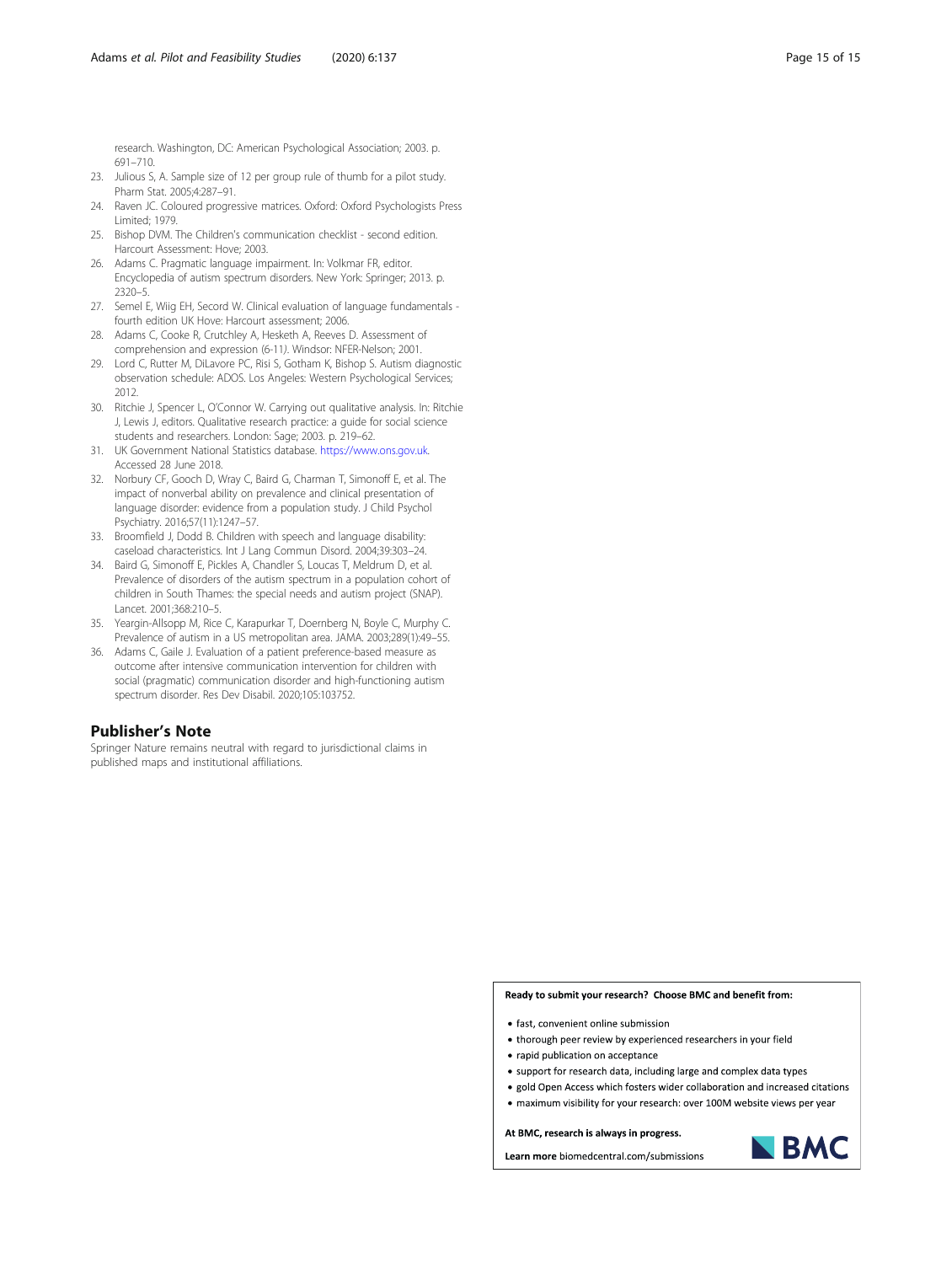research. Washington, DC: American Psychological Association; 2003. p. 691–710.

23. Julious S, A. Sample size of 12 per group rule of thumb for a pilot study. Pharm Stat. 2005;4:287–91.
24. Raven JC. Coloured progressive matrices. Oxford: Oxford Psychologists Press Limited; 1979.
25. Bishop DVM. The Children's communication checklist - second edition. Harcourt Assessment: Hove; 2003.
26. Adams C. Pragmatic language impairment. In: Volkmar FR, editor. Encyclopedia of autism spectrum disorders. New York: Springer; 2013. p. 2320–5.
27. Semel E, Wiig EH, Secord W. Clinical evaluation of language fundamentals - fourth edition UK Hove: Harcourt assessment; 2006.
28. Adams C, Cooke R, Crutchley A, Hesketh A, Reeves D. Assessment of comprehension and expression (6-11). Windsor: NFER-Nelson; 2001.
29. Lord C, Rutter M, DiLavore PC, Risi S, Gotham K, Bishop S. Autism diagnostic observation schedule: ADOS. Los Angeles: Western Psychological Services; 2012.
30. Ritchie J, Spencer L, O'Connor W. Carrying out qualitative analysis. In: Ritchie J, Lewis J, editors. Qualitative research practice: a guide for social science students and researchers. London: Sage; 2003. p. 219–62.
31. UK Government National Statistics database. https://www.ons.gov.uk. Accessed 28 June 2018.
32. Norbury CF, Gooch D, Wray C, Baird G, Charman T, Simonoff E, et al. The impact of nonverbal ability on prevalence and clinical presentation of language disorder: evidence from a population study. J Child Psychol Psychiatry. 2016;57(11):1247–57.
33. Broomfield J, Dodd B. Children with speech and language disability: caseload characteristics. Int J Lang Commun Disord. 2004;39:303–24.
34. Baird G, Simonoff E, Pickles A, Chandler S, Loucas T, Meldrum D, et al. Prevalence of disorders of the autism spectrum in a population cohort of children in South Thames: the special needs and autism project (SNAP). Lancet. 2001;368:210–5.
35. Yeargin-Allsopp M, Rice C, Karapurkar T, Doernberg N, Boyle C, Murphy C. Prevalence of autism in a US metropolitan area. JAMA. 2003;289(1):49–55.
36. Adams C, Gaile J. Evaluation of a patient preference-based measure as outcome after intensive communication intervention for children with social (pragmatic) communication disorder and high-functioning autism spectrum disorder. Res Dev Disabil. 2020;105:103752.

## Publisher's Note

Springer Nature remains neutral with regard to jurisdictional claims in published maps and institutional affiliations.

**Ready to submit your research? Choose BMC and benefit from:**

- fast, convenient online submission
- thorough peer review by experienced researchers in your field
- rapid publication on acceptance
- support for research data, including large and complex data types
- gold Open Access which fosters wider collaboration and increased citations
- maximum visibility for your research: over 100M website views per year

**At BMC, research is always in progress.**

**Learn more** biomedcentral.com/submissions

BMC